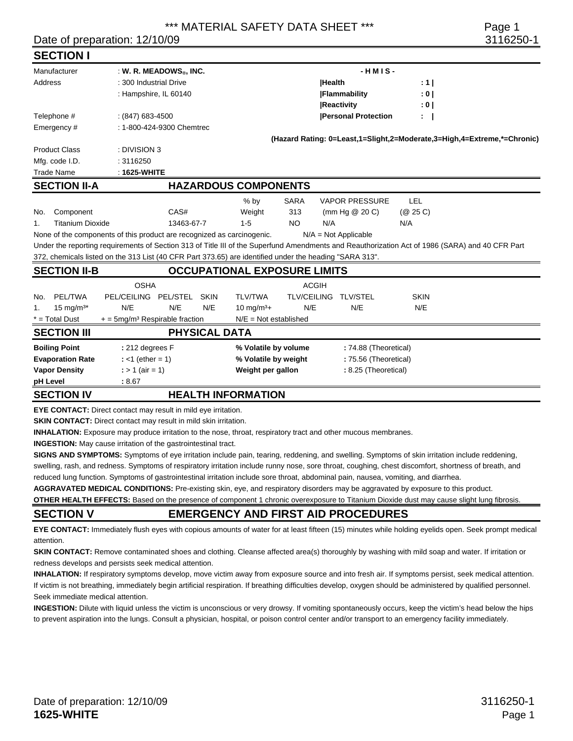# *** MATERIAL SAFETY DATA SHEET ***

Date of preparation: 12/10/09 3116250-1

## SECTION I

| | | | |
|---|---|---|---|
| Manufacturer | : **W. R. MEADOWS®, INC.** | **- H M I S -** | |
| Address | : 300 Industrial Drive | **Health** | **: 1** |
| | : Hampshire, IL 60140 | **Flammability** | **: 0** |
| | | **Reactivity** | **: 0** |
| Telephone # | : (847) 683-4500 | **Personal Protection** | **:** |
| Emergency # | : 1-800-424-9300 Chemtrec | | |

**(Hazard Rating: 0=Least,1=Slight,2=Moderate,3=High,4=Extreme,*=Chronic)**

| | |
|---|---|
| Product Class | : DIVISION 3 |
| Mfg. code I.D. | : 3116250 |
| Trade Name | : **1625-WHITE** |

## SECTION II-A HAZARDOUS COMPONENTS

| No. | Component | CAS# | % by Weight | SARA 313 | VAPOR PRESSURE (mm Hg @ 20 C) | LEL (@ 25 C) |
|---|---|---|---|---|---|---|
| 1. | Titanium Dioxide | 13463-67-7 | 1-5 | NO | N/A | N/A |

None of the components of this product are recognized as carcinogenic. N/A = Not Applicable

Under the reporting requirements of Section 313 of Title III of the Superfund Amendments and Reauthorization Act of 1986 (SARA) and 40 CFR Part 372, chemicals listed on the 313 List (40 CFR Part 373.65) are identified under the heading "SARA 313".

## SECTION II-B OCCUPATIONAL EXPOSURE LIMITS

| | OSHA | | | | ACGIH | | | |
|---|---|---|---|---|---|---|---|---|
| No. | PEL/TWA | PEL/CEILING | PEL/STEL | SKIN | TLV/TWA | TLV/CEILING | TLV/STEL | SKIN |
| 1. | 15 mg/m³* | N/E | N/E | N/E | 10 mg/m³+ | N/E | N/E | N/E |

* = Total Dust + = 5mg/m³ Respirable fraction N/E = Not established

## SECTION III PHYSICAL DATA

| | | | |
|---|---|---|---|
| **Boiling Point** | **:** 212 degrees F | **% Volatile by volume** | **:** 74.88 (Theoretical) |
| **Evaporation Rate** | **:** <1 (ether = 1) | **% Volatile by weight** | **:** 75.56 (Theoretical) |
| **Vapor Density** | **:** > 1 (air = 1) | **Weight per gallon** | **:** 8.25 (Theoretical) |
| **pH Level** | **:** 8.67 | | |

## SECTION IV HEALTH INFORMATION

**EYE CONTACT:** Direct contact may result in mild eye irritation.

**SKIN CONTACT:** Direct contact may result in mild skin irritation.

**INHALATION:** Exposure may produce irritation to the nose, throat, respiratory tract and other mucous membranes.

**INGESTION:** May cause irritation of the gastrointestinal tract.

**SIGNS AND SYMPTOMS:** Symptoms of eye irritation include pain, tearing, reddening, and swelling. Symptoms of skin irritation include reddening, swelling, rash, and redness. Symptoms of respiratory irritation include runny nose, sore throat, coughing, chest discomfort, shortness of breath, and reduced lung function. Symptoms of gastrointestinal irritation include sore throat, abdominal pain, nausea, vomiting, and diarrhea.

**AGGRAVATED MEDICAL CONDITIONS:** Pre-existing skin, eye, and respiratory disorders may be aggravated by exposure to this product.

**OTHER HEALTH EFFECTS:** Based on the presence of component 1 chronic overexposure to Titanium Dioxide dust may cause slight lung fibrosis.

## SECTION V EMERGENCY AND FIRST AID PROCEDURES

**EYE CONTACT:** Immediately flush eyes with copious amounts of water for at least fifteen (15) minutes while holding eyelids open. Seek prompt medical attention.

**SKIN CONTACT:** Remove contaminated shoes and clothing. Cleanse affected area(s) thoroughly by washing with mild soap and water. If irritation or redness develops and persists seek medical attention.

**INHALATION:** If respiratory symptoms develop, move victim away from exposure source and into fresh air. If symptoms persist, seek medical attention. If victim is not breathing, immediately begin artificial respiration. If breathing difficulties develop, oxygen should be administered by qualified personnel. Seek immediate medical attention.

**INGESTION:** Dilute with liquid unless the victim is unconscious or very drowsy. If vomiting spontaneously occurs, keep the victim's head below the hips to prevent aspiration into the lungs. Consult a physician, hospital, or poison control center and/or transport to an emergency facility immediately.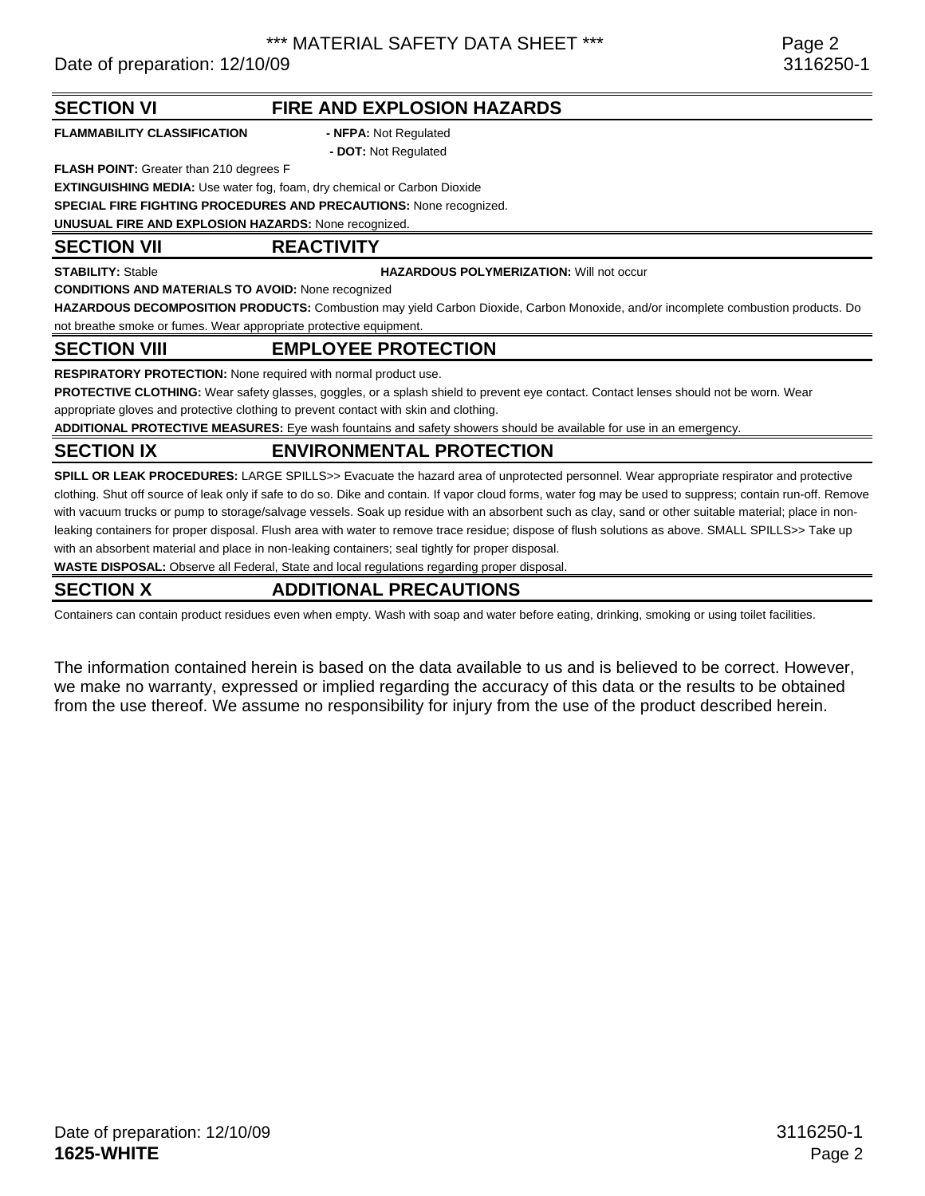## SECTION VI FIRE AND EXPLOSION HAZARDS

**FLAMMABILITY CLASSIFICATION** **- NFPA:** Not Regulated
**- DOT:** Not Regulated

**FLASH POINT:** Greater than 210 degrees F

**EXTINGUISHING MEDIA:** Use water fog, foam, dry chemical or Carbon Dioxide

**SPECIAL FIRE FIGHTING PROCEDURES AND PRECAUTIONS:** None recognized.

**UNUSUAL FIRE AND EXPLOSION HAZARDS:** None recognized.

## SECTION VII REACTIVITY

**STABILITY:** Stable **HAZARDOUS POLYMERIZATION:** Will not occur

**CONDITIONS AND MATERIALS TO AVOID:** None recognized

**HAZARDOUS DECOMPOSITION PRODUCTS:** Combustion may yield Carbon Dioxide, Carbon Monoxide, and/or incomplete combustion products. Do not breathe smoke or fumes. Wear appropriate protective equipment.

## SECTION VIII EMPLOYEE PROTECTION

**RESPIRATORY PROTECTION:** None required with normal product use.

**PROTECTIVE CLOTHING:** Wear safety glasses, goggles, or a splash shield to prevent eye contact. Contact lenses should not be worn. Wear appropriate gloves and protective clothing to prevent contact with skin and clothing.

**ADDITIONAL PROTECTIVE MEASURES:** Eye wash fountains and safety showers should be available for use in an emergency.

## SECTION IX ENVIRONMENTAL PROTECTION

**SPILL OR LEAK PROCEDURES:** LARGE SPILLS>> Evacuate the hazard area of unprotected personnel. Wear appropriate respirator and protective clothing. Shut off source of leak only if safe to do so. Dike and contain. If vapor cloud forms, water fog may be used to suppress; contain run-off. Remove with vacuum trucks or pump to storage/salvage vessels. Soak up residue with an absorbent such as clay, sand or other suitable material; place in non-leaking containers for proper disposal. Flush area with water to remove trace residue; dispose of flush solutions as above. SMALL SPILLS>> Take up with an absorbent material and place in non-leaking containers; seal tightly for proper disposal.

**WASTE DISPOSAL:** Observe all Federal, State and local regulations regarding proper disposal.

## SECTION X ADDITIONAL PRECAUTIONS

Containers can contain product residues even when empty. Wash with soap and water before eating, drinking, smoking or using toilet facilities.

The information contained herein is based on the data available to us and is believed to be correct. However, we make no warranty, expressed or implied regarding the accuracy of this data or the results to be obtained from the use thereof. We assume no responsibility for injury from the use of the product described herein.